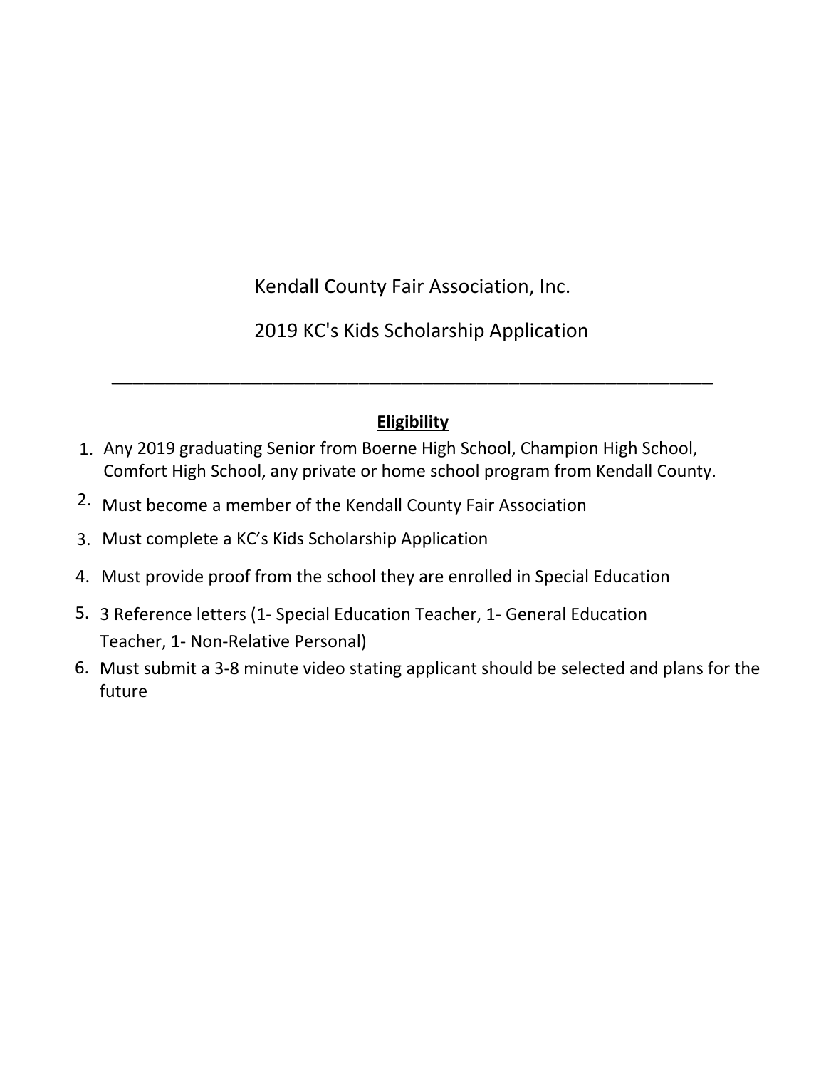# Kendall County Fair Association, Inc.

## 2019 KC's Kids Scholarship Application

---

**Eligibility**

1. Any 2019 graduating Senior from Boerne High School, Champion High School, Comfort High School, any private or home school program from Kendall County.
2. Must become a member of the Kendall County Fair Association
3. Must complete a KC's Kids Scholarship Application
4. Must provide proof from the school they are enrolled in Special Education
5. 3 Reference letters (1- Special Education Teacher, 1- General Education Teacher, 1- Non-Relative Personal)
6. Must submit a 3-8 minute video stating applicant should be selected and plans for the future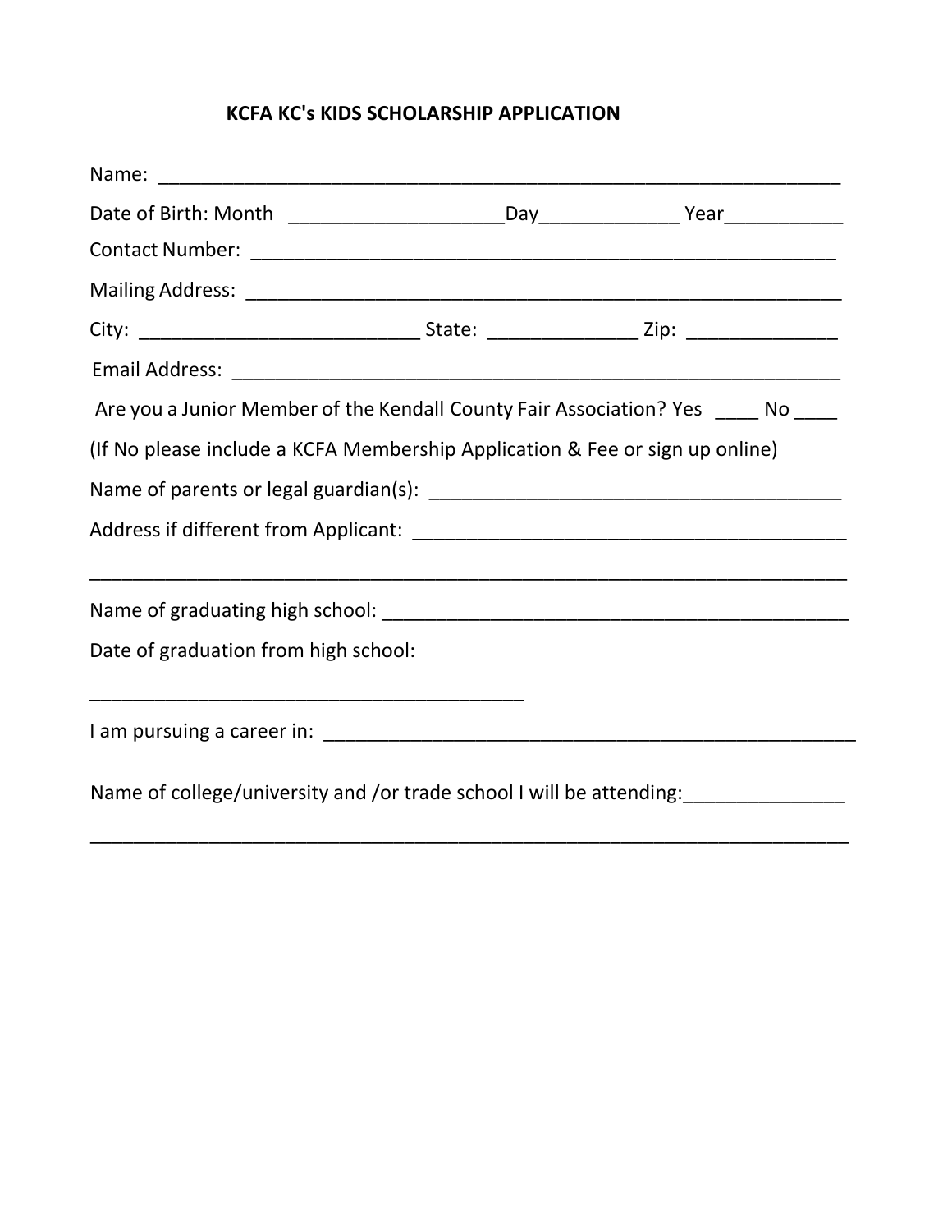## KCFA KC's KIDS SCHOLARSHIP APPLICATION

Name: ___________________________________________________________________

Date of Birth: Month ____________________Day_____________ Year___________

Contact Number: _______________________________________________________

Mailing Address: ________________________________________________________

City: ___________________________ State: ______________ Zip: ______________

Email Address: __________________________________________________________

Are you a Junior Member of the Kendall County Fair Association? Yes ____ No ____

(If No please include a KCFA Membership Application & Fee or sign up online)

Name of parents or legal guardian(s): ________________________________________

Address if different from Applicant: _________________________________________

_________________________________________________________________________

Name of graduating high school: _____________________________________________

Date of graduation from high school:

__________________________________________

I am pursuing a career in: ___________________________________________________

Name of college/university and /or trade school I will be attending:_______________

_________________________________________________________________________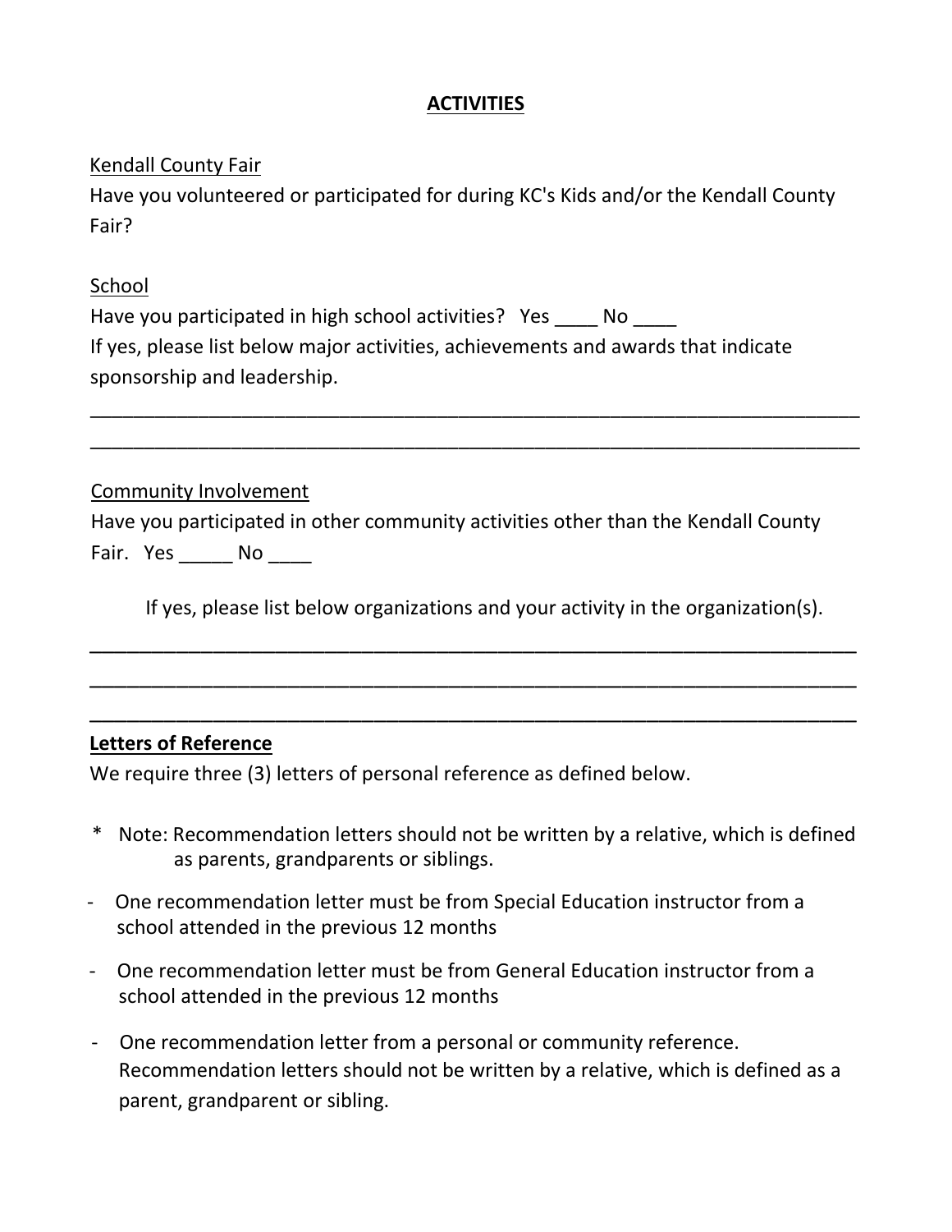## ACTIVITIES

Kendall County Fair

Have you volunteered or participated for during KC's Kids and/or the Kendall County Fair?

School

Have you participated in high school activities? Yes ____ No ____

If yes, please list below major activities, achievements and awards that indicate sponsorship and leadership.

___________________________________________________________________________

___________________________________________________________________________

Community Involvement

Have you participated in other community activities other than the Kendall County Fair. Yes _____ No ____

If yes, please list below organizations and your activity in the organization(s).

___________________________________________________________________________

___________________________________________________________________________

___________________________________________________________________________

**Letters of Reference**

We require three (3) letters of personal reference as defined below.

\* Note: Recommendation letters should not be written by a relative, which is defined as parents, grandparents or siblings.

- One recommendation letter must be from Special Education instructor from a school attended in the previous 12 months
- One recommendation letter must be from General Education instructor from a school attended in the previous 12 months
- One recommendation letter from a personal or community reference. Recommendation letters should not be written by a relative, which is defined as a parent, grandparent or sibling.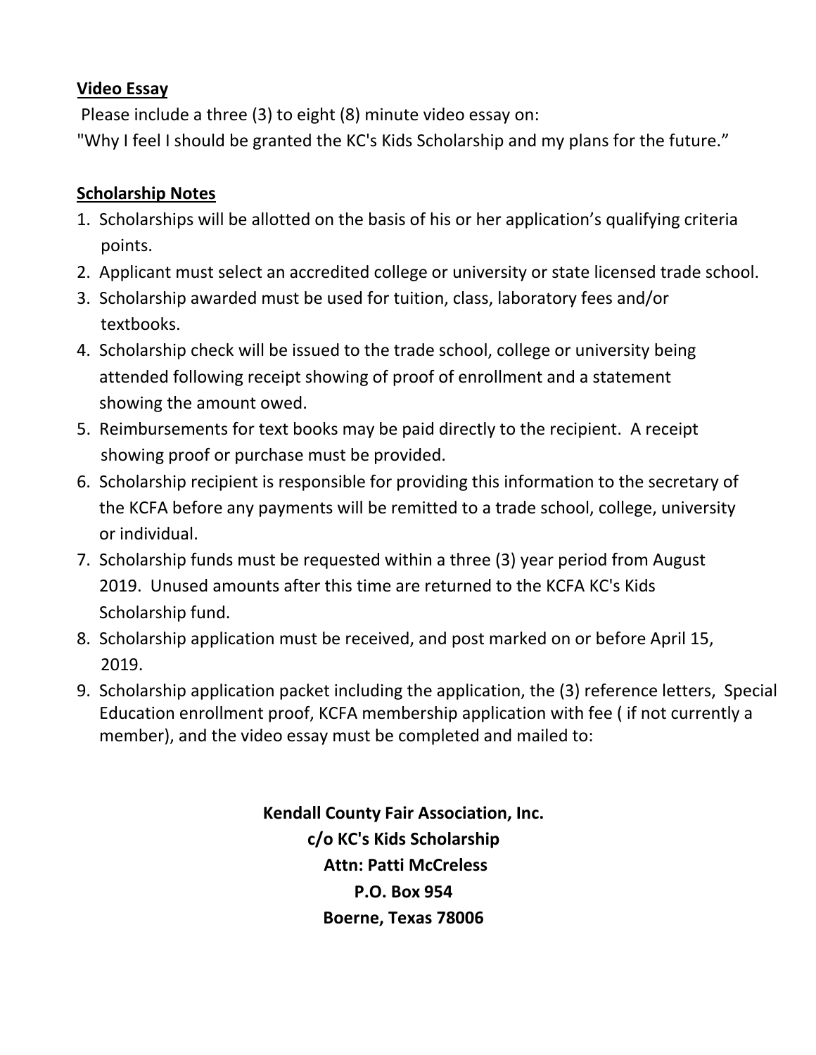**Video Essay**

Please include a three (3) to eight (8) minute video essay on:
"Why I feel I should be granted the KC's Kids Scholarship and my plans for the future."

**Scholarship Notes**

1. Scholarships will be allotted on the basis of his or her application's qualifying criteria points.
2. Applicant must select an accredited college or university or state licensed trade school.
3. Scholarship awarded must be used for tuition, class, laboratory fees and/or textbooks.
4. Scholarship check will be issued to the trade school, college or university being attended following receipt showing of proof of enrollment and a statement showing the amount owed.
5. Reimbursements for text books may be paid directly to the recipient. A receipt showing proof or purchase must be provided.
6. Scholarship recipient is responsible for providing this information to the secretary of the KCFA before any payments will be remitted to a trade school, college, university or individual.
7. Scholarship funds must be requested within a three (3) year period from August 2019. Unused amounts after this time are returned to the KCFA KC's Kids Scholarship fund.
8. Scholarship application must be received, and post marked on or before April 15, 2019.
9. Scholarship application packet including the application, the (3) reference letters, Special Education enrollment proof, KCFA membership application with fee ( if not currently a member), and the video essay must be completed and mailed to:

**Kendall County Fair Association, Inc.**
**c/o KC's Kids Scholarship**
**Attn: Patti McCreless**
**P.O. Box 954**
**Boerne, Texas 78006**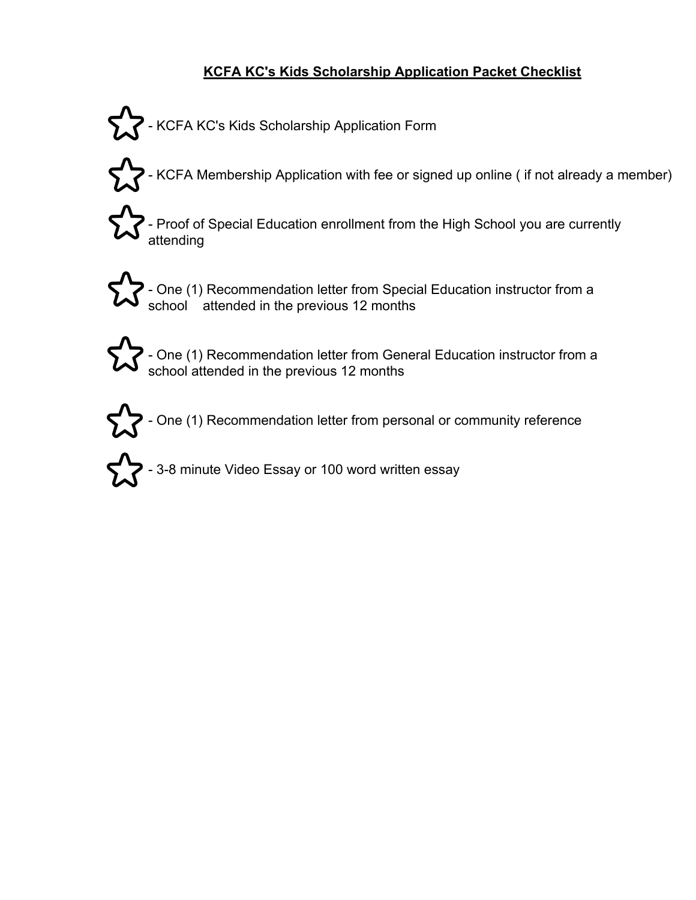# KCFA KC's Kids Scholarship Application Packet Checklist

- ☆ - KCFA KC's Kids Scholarship Application Form
- ☆ - KCFA Membership Application with fee or signed up online ( if not already a member)
- ☆ - Proof of Special Education enrollment from the High School you are currently attending
- ☆ - One (1) Recommendation letter from Special Education instructor from a school attended in the previous 12 months
- ☆ - One (1) Recommendation letter from General Education instructor from a school attended in the previous 12 months
- ☆ - One (1) Recommendation letter from personal or community reference
- ☆ - 3-8 minute Video Essay or 100 word written essay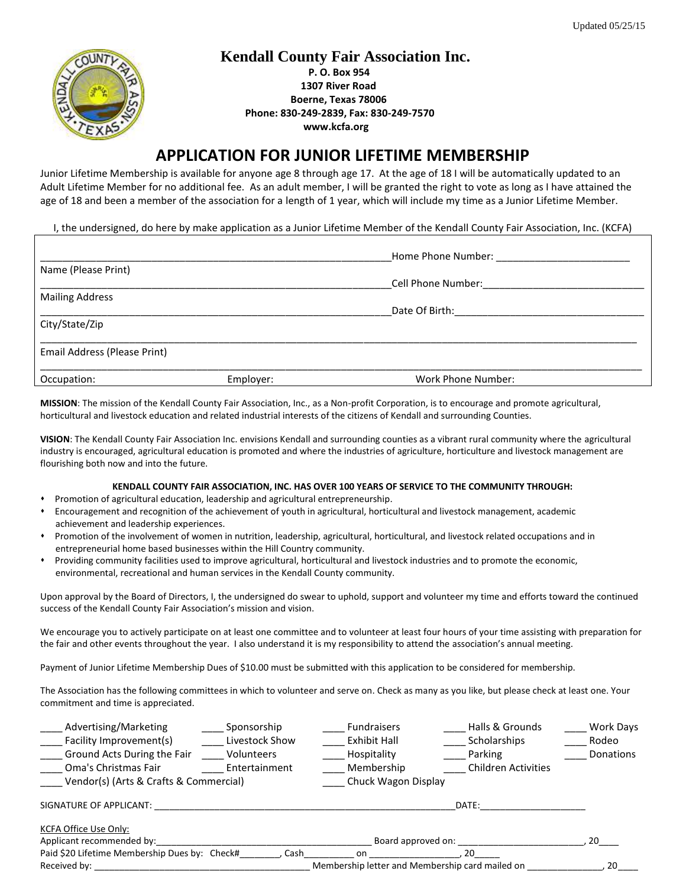Updated 05/25/15

# Kendall County Fair Association Inc.

**P. O. Box 954**
**1307 River Road**
**Boerne, Texas 78006**
**Phone: 830-249-2839, Fax: 830-249-7570**
**www.kcfa.org**

## APPLICATION FOR JUNIOR LIFETIME MEMBERSHIP

Junior Lifetime Membership is available for anyone age 8 through age 17. At the age of 18 I will be automatically updated to an Adult Lifetime Member for no additional fee. As an adult member, I will be granted the right to vote as long as I have attained the age of 18 and been a member of the association for a length of 1 year, which will include my time as a Junior Lifetime Member.

I, the undersigned, do here by make application as a Junior Lifetime Member of the Kendall County Fair Association, Inc. (KCFA)

_______________________________________________ Home Phone Number: ____________________
Name (Please Print)

_______________________________________________ Cell Phone Number: ______________________
Mailing Address

_______________________________________________ Date Of Birth: ___________________________
City/State/Zip

_____________________________________________________________________________________
Email Address (Please Print)

_____________________________________________________________________________________
Occupation: Employer: Work Phone Number:

**MISSION**: The mission of the Kendall County Fair Association, Inc., as a Non-profit Corporation, is to encourage and promote agricultural, horticultural and livestock education and related industrial interests of the citizens of Kendall and surrounding Counties.

**VISION**: The Kendall County Fair Association Inc. envisions Kendall and surrounding counties as a vibrant rural community where the agricultural industry is encouraged, agricultural education is promoted and where the industries of agriculture, horticulture and livestock management are flourishing both now and into the future.

**KENDALL COUNTY FAIR ASSOCIATION, INC. HAS OVER 100 YEARS OF SERVICE TO THE COMMUNITY THROUGH:**

- Promotion of agricultural education, leadership and agricultural entrepreneurship.
- Encouragement and recognition of the achievement of youth in agricultural, horticultural and livestock management, academic achievement and leadership experiences.
- Promotion of the involvement of women in nutrition, leadership, agricultural, horticultural, and livestock related occupations and in entrepreneurial home based businesses within the Hill Country community.
- Providing community facilities used to improve agricultural, horticultural and livestock industries and to promote the economic, environmental, recreational and human services in the Kendall County community.

Upon approval by the Board of Directors, I, the undersigned do swear to uphold, support and volunteer my time and efforts toward the continued success of the Kendall County Fair Association's mission and vision.

We encourage you to actively participate on at least one committee and to volunteer at least four hours of your time assisting with preparation for the fair and other events throughout the year. I also understand it is my responsibility to attend the association's annual meeting.

Payment of Junior Lifetime Membership Dues of $10.00 must be submitted with this application to be considered for membership.

The Association has the following committees in which to volunteer and serve on. Check as many as you like, but please check at least one. Your commitment and time is appreciated.

| | | | | |
|---|---|---|---|---|
| ____ Advertising/Marketing | ____ Sponsorship | ____ Fundraisers | ____ Halls & Grounds | ____ Work Days |
| ____ Facility Improvement(s) | ____ Livestock Show | ____ Exhibit Hall | ____ Scholarships | ____ Rodeo |
| ____ Ground Acts During the Fair | ____ Volunteers | ____ Hospitality | ____ Parking | ____ Donations |
| ____ Oma's Christmas Fair | ____ Entertainment | ____ Membership | ____ Children Activities | |
| ____ Vendor(s) (Arts & Crafts & Commercial) | | ____ Chuck Wagon Display | | |

SIGNATURE OF APPLICANT: ________________________________________ DATE: ____________________

KCFA Office Use Only:
Applicant recommended by: ______________________________ Board approved on: ____________________, 20____
Paid $20 Lifetime Membership Dues by: Check# ________, Cash __________ on __________________, 20_____
Received by: ______________________________ Membership letter and Membership card mailed on _______________, 20____